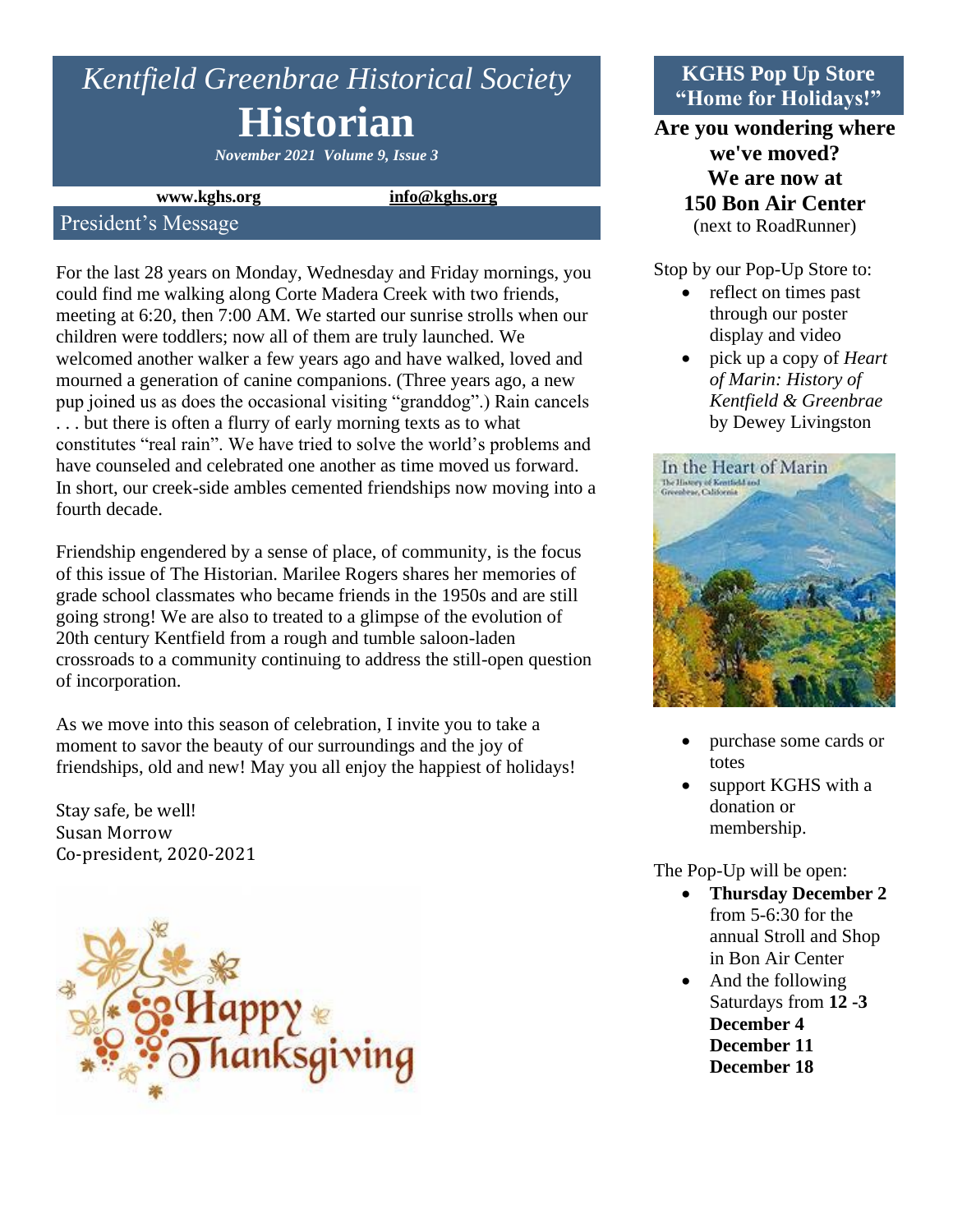# *Kentfield Greenbrae Historical Society*

# Historian

***November 2021 Volume 9, Issue 3***

**www.kghs.org** **info@kghs.org**

## President's Message

For the last 28 years on Monday, Wednesday and Friday mornings, you could find me walking along Corte Madera Creek with two friends, meeting at 6:20, then 7:00 AM. We started our sunrise strolls when our children were toddlers; now all of them are truly launched. We welcomed another walker a few years ago and have walked, loved and mourned a generation of canine companions. (Three years ago, a new pup joined us as does the occasional visiting "granddog".) Rain cancels . . . but there is often a flurry of early morning texts as to what constitutes "real rain". We have tried to solve the world's problems and have counseled and celebrated one another as time moved us forward. In short, our creek-side ambles cemented friendships now moving into a fourth decade.

Friendship engendered by a sense of place, of community, is the focus of this issue of The Historian. Marilee Rogers shares her memories of grade school classmates who became friends in the 1950s and are still going strong! We are also to treated to a glimpse of the evolution of 20th century Kentfield from a rough and tumble saloon-laden crossroads to a community continuing to address the still-open question of incorporation.

As we move into this season of celebration, I invite you to take a moment to savor the beauty of our surroundings and the joy of friendships, old and new! May you all enjoy the happiest of holidays!

Stay safe, be well!
Susan Morrow
Co-president, 2020-2021

Happy Thanksgiving

## KGHS Pop Up Store "Home for Holidays!"

**Are you wondering where we've moved?**
**We are now at**
**150 Bon Air Center**
(next to RoadRunner)

Stop by our Pop-Up Store to:

- reflect on times past through our poster display and video
- pick up a copy of *Heart of Marin: History of Kentfield & Greenbrae* by Dewey Livingston

In the Heart of Marin
The History of Kentfield and Greenbrae, California

- purchase some cards or totes
- support KGHS with a donation or membership.

The Pop-Up will be open:

- **Thursday December 2** from 5-6:30 for the annual Stroll and Shop in Bon Air Center
- And the following Saturdays from **12 -3**
  **December 4**
  **December 11**
  **December 18**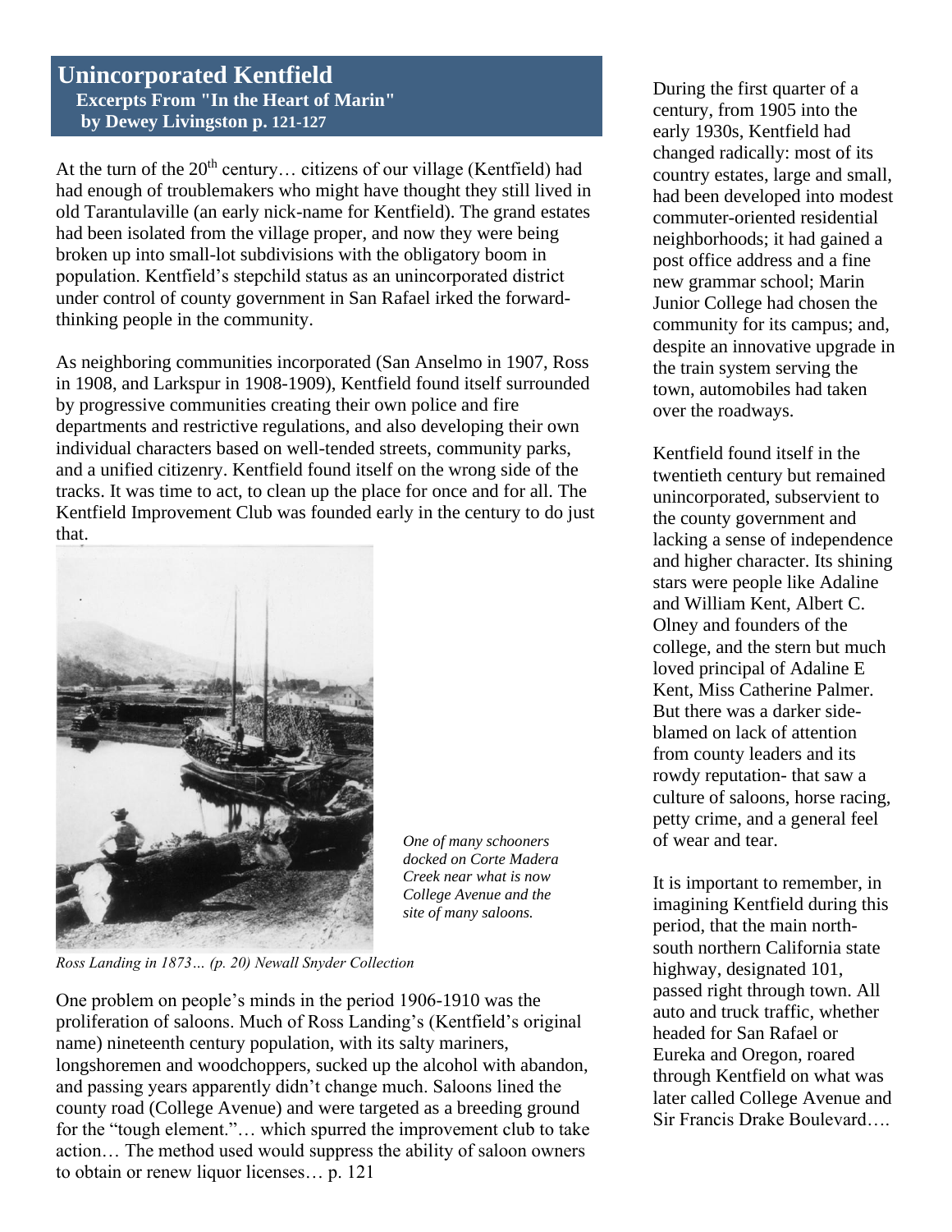## Unincorporated Kentfield

**Excerpts From "In the Heart of Marin" by Dewey Livingston p. 121-127**

At the turn of the 20th century… citizens of our village (Kentfield) had had enough of troublemakers who might have thought they still lived in old Tarantulaville (an early nick-name for Kentfield). The grand estates had been isolated from the village proper, and now they were being broken up into small-lot subdivisions with the obligatory boom in population. Kentfield's stepchild status as an unincorporated district under control of county government in San Rafael irked the forward-thinking people in the community.

As neighboring communities incorporated (San Anselmo in 1907, Ross in 1908, and Larkspur in 1908-1909), Kentfield found itself surrounded by progressive communities creating their own police and fire departments and restrictive regulations, and also developing their own individual characters based on well-tended streets, community parks, and a unified citizenry. Kentfield found itself on the wrong side of the tracks. It was time to act, to clean up the place for once and for all. The Kentfield Improvement Club was founded early in the century to do just that.

*One of many schooners docked on Corte Madera Creek near what is now College Avenue and the site of many saloons.*

*Ross Landing in 1873… (p. 20) Newall Snyder Collection*

One problem on people's minds in the period 1906-1910 was the proliferation of saloons. Much of Ross Landing's (Kentfield's original name) nineteenth century population, with its salty mariners, longshoremen and woodchoppers, sucked up the alcohol with abandon, and passing years apparently didn't change much. Saloons lined the county road (College Avenue) and were targeted as a breeding ground for the "tough element."… which spurred the improvement club to take action… The method used would suppress the ability of saloon owners to obtain or renew liquor licenses… p. 121

During the first quarter of a century, from 1905 into the early 1930s, Kentfield had changed radically: most of its country estates, large and small, had been developed into modest commuter-oriented residential neighborhoods; it had gained a post office address and a fine new grammar school; Marin Junior College had chosen the community for its campus; and, despite an innovative upgrade in the train system serving the town, automobiles had taken over the roadways.

Kentfield found itself in the twentieth century but remained unincorporated, subservient to the county government and lacking a sense of independence and higher character. Its shining stars were people like Adaline and William Kent, Albert C. Olney and founders of the college, and the stern but much loved principal of Adaline E Kent, Miss Catherine Palmer. But there was a darker side- blamed on lack of attention from county leaders and its rowdy reputation- that saw a culture of saloons, horse racing, petty crime, and a general feel of wear and tear.

It is important to remember, in imagining Kentfield during this period, that the main north-south northern California state highway, designated 101, passed right through town. All auto and truck traffic, whether headed for San Rafael or Eureka and Oregon, roared through Kentfield on what was later called College Avenue and Sir Francis Drake Boulevard….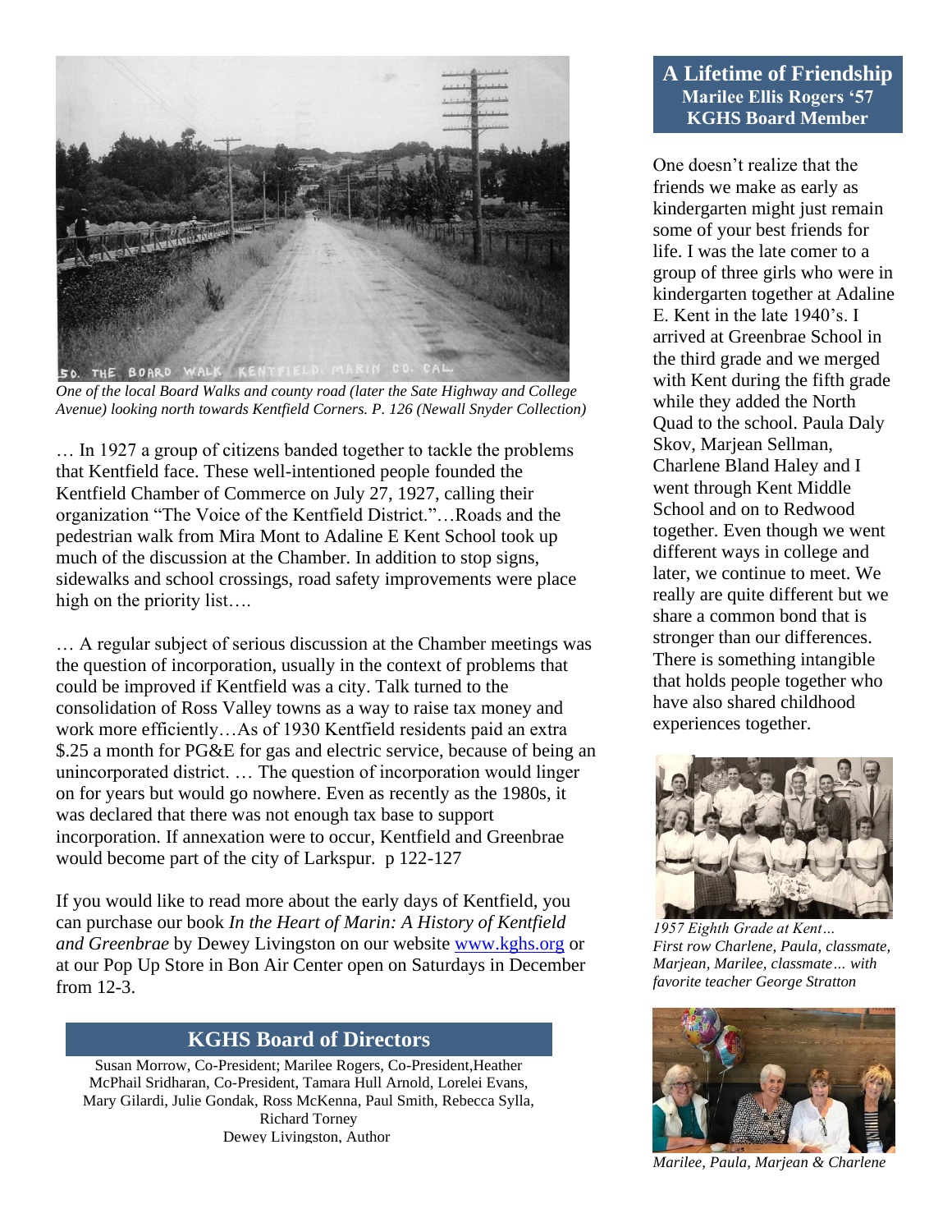One of the local Board Walks and county road (later the Sate Highway and College Avenue) looking north towards Kentfield Corners. P. 126 (Newall Snyder Collection)

… In 1927 a group of citizens banded together to tackle the problems that Kentfield face. These well-intentioned people founded the Kentfield Chamber of Commerce on July 27, 1927, calling their organization "The Voice of the Kentfield District."…Roads and the pedestrian walk from Mira Mont to Adaline E Kent School took up much of the discussion at the Chamber. In addition to stop signs, sidewalks and school crossings, road safety improvements were place high on the priority list….

… A regular subject of serious discussion at the Chamber meetings was the question of incorporation, usually in the context of problems that could be improved if Kentfield was a city. Talk turned to the consolidation of Ross Valley towns as a way to raise tax money and work more efficiently…As of 1930 Kentfield residents paid an extra $.25 a month for PG&E for gas and electric service, because of being an unincorporated district. … The question of incorporation would linger on for years but would go nowhere. Even as recently as the 1980s, it was declared that there was not enough tax base to support incorporation. If annexation were to occur, Kentfield and Greenbrae would become part of the city of Larkspur. p 122-127

If you would like to read more about the early days of Kentfield, you can purchase our book *In the Heart of Marin: A History of Kentfield and Greenbrae* by Dewey Livingston on our website www.kghs.org or at our Pop Up Store in Bon Air Center open on Saturdays in December from 12-3.

## KGHS Board of Directors

Susan Morrow, Co-President; Marilee Rogers, Co-President,Heather McPhail Sridharan, Co-President, Tamara Hull Arnold, Lorelei Evans, Mary Gilardi, Julie Gondak, Ross McKenna, Paul Smith, Rebecca Sylla, Richard Torney
Dewey Livingston, Author

## A Lifetime of Friendship
**Marilee Ellis Rogers '57**
**KGHS Board Member**

One doesn't realize that the friends we make as early as kindergarten might just remain some of your best friends for life. I was the late comer to a group of three girls who were in kindergarten together at Adaline E. Kent in the late 1940's. I arrived at Greenbrae School in the third grade and we merged with Kent during the fifth grade while they added the North Quad to the school. Paula Daly Skov, Marjean Sellman, Charlene Bland Haley and I went through Kent Middle School and on to Redwood together. Even though we went different ways in college and later, we continue to meet. We really are quite different but we share a common bond that is stronger than our differences. There is something intangible that holds people together who have also shared childhood experiences together.

*1957 Eighth Grade at Kent… First row Charlene, Paula, classmate, Marjean, Marilee, classmate… with favorite teacher George Stratton*

*Marilee, Paula, Marjean & Charlene*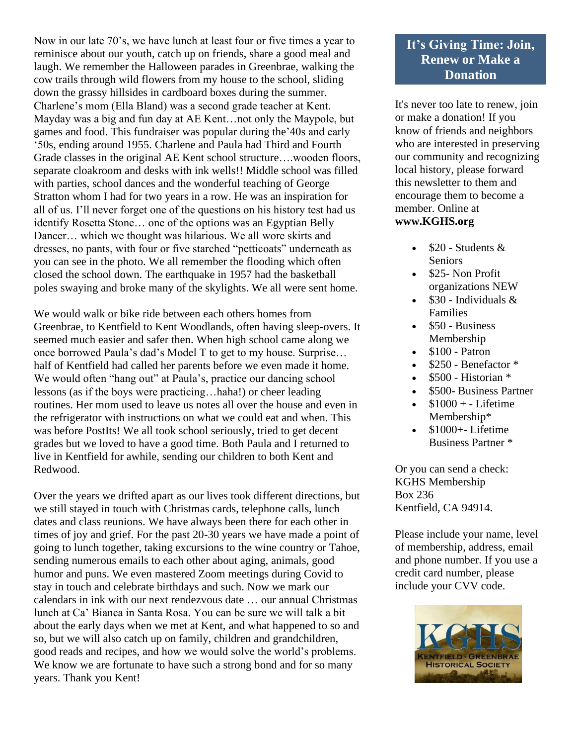Now in our late 70's, we have lunch at least four or five times a year to reminisce about our youth, catch up on friends, share a good meal and laugh. We remember the Halloween parades in Greenbrae, walking the cow trails through wild flowers from my house to the school, sliding down the grassy hillsides in cardboard boxes during the summer. Charlene's mom (Ella Bland) was a second grade teacher at Kent. Mayday was a big and fun day at AE Kent…not only the Maypole, but games and food. This fundraiser was popular during the'40s and early '50s, ending around 1955. Charlene and Paula had Third and Fourth Grade classes in the original AE Kent school structure….wooden floors, separate cloakroom and desks with ink wells!! Middle school was filled with parties, school dances and the wonderful teaching of George Stratton whom I had for two years in a row. He was an inspiration for all of us. I'll never forget one of the questions on his history test had us identify Rosetta Stone… one of the options was an Egyptian Belly Dancer… which we thought was hilarious. We all wore skirts and dresses, no pants, with four or five starched "petticoats" underneath as you can see in the photo. We all remember the flooding which often closed the school down. The earthquake in 1957 had the basketball poles swaying and broke many of the skylights. We all were sent home.

We would walk or bike ride between each others homes from Greenbrae, to Kentfield to Kent Woodlands, often having sleep-overs. It seemed much easier and safer then. When high school came along we once borrowed Paula's dad's Model T to get to my house. Surprise… half of Kentfield had called her parents before we even made it home. We would often "hang out" at Paula's, practice our dancing school lessons (as if the boys were practicing…haha!) or cheer leading routines. Her mom used to leave us notes all over the house and even in the refrigerator with instructions on what we could eat and when. This was before PostIts! We all took school seriously, tried to get decent grades but we loved to have a good time. Both Paula and I returned to live in Kentfield for awhile, sending our children to both Kent and Redwood.

Over the years we drifted apart as our lives took different directions, but we still stayed in touch with Christmas cards, telephone calls, lunch dates and class reunions. We have always been there for each other in times of joy and grief. For the past 20-30 years we have made a point of going to lunch together, taking excursions to the wine country or Tahoe, sending numerous emails to each other about aging, animals, good humor and puns. We even mastered Zoom meetings during Covid to stay in touch and celebrate birthdays and such. Now we mark our calendars in ink with our next rendezvous date … our annual Christmas lunch at Ca' Bianca in Santa Rosa. You can be sure we will talk a bit about the early days when we met at Kent, and what happened to so and so, but we will also catch up on family, children and grandchildren, good reads and recipes, and how we would solve the world's problems. We know we are fortunate to have such a strong bond and for so many years. Thank you Kent!

## It's Giving Time: Join, Renew or Make a Donation

It's never too late to renew, join or make a donation! If you know of friends and neighbors who are interested in preserving our community and recognizing local history, please forward this newsletter to them and encourage them to become a member. Online at **www.KGHS.org**

- $20 - Students & Seniors
- $25- Non Profit organizations NEW
- $30 - Individuals & Families
- $50 - Business Membership
- $100 - Patron
- $250 - Benefactor *
- $500 - Historian *
- $500- Business Partner
- $1000 + - Lifetime Membership*
- $1000+- Lifetime Business Partner *

Or you can send a check:
KGHS Membership
Box 236
Kentfield, CA 94914.

Please include your name, level of membership, address, email and phone number. If you use a credit card number, please include your CVV code.

KGHS
KENTFIELD · GREENBRAE HISTORICAL SOCIETY